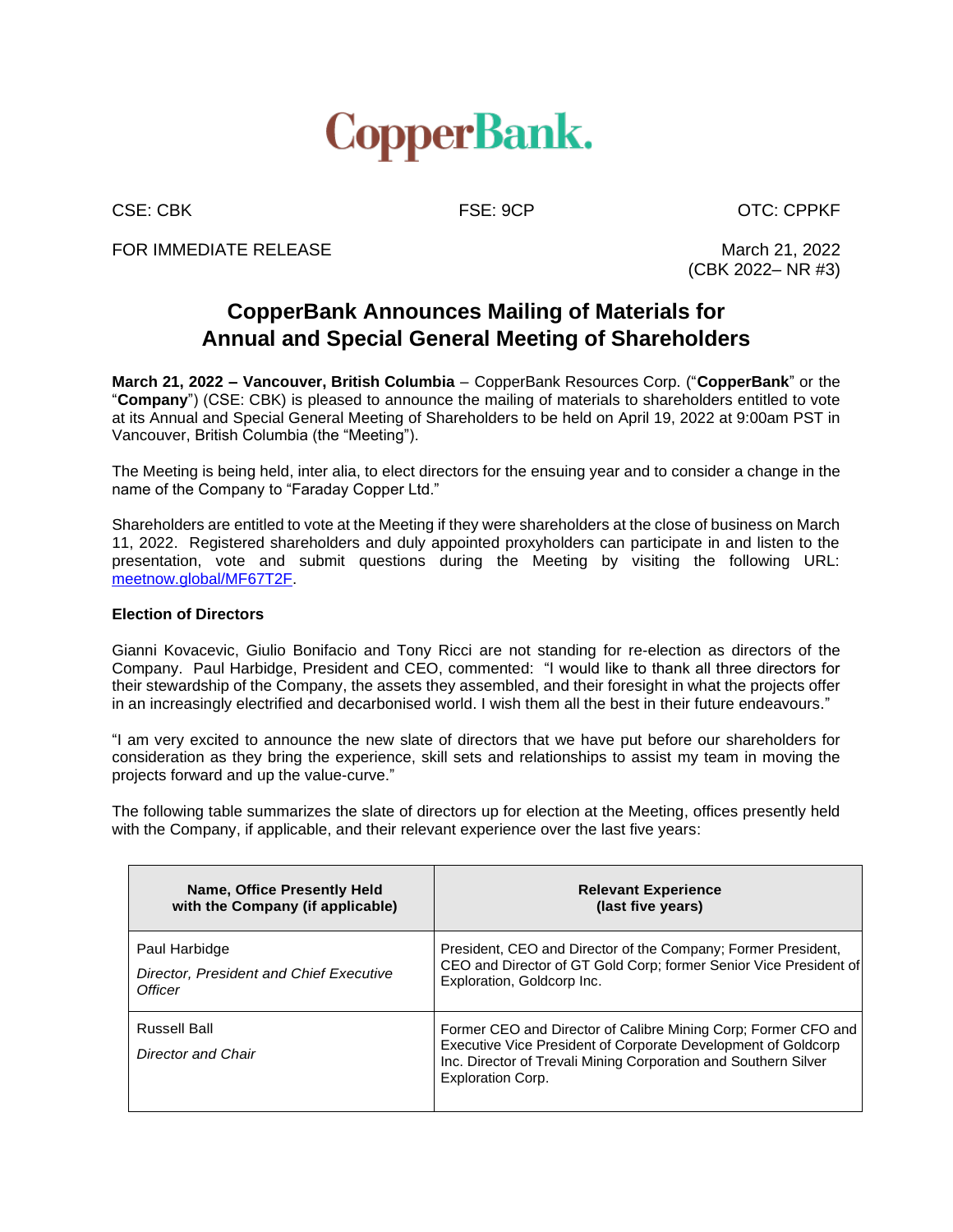# CopperBank.

CSE: CBK FSE: 9CP OTC: CPPKF

FOR IMMEDIATE RELEASE

March 21, 2022
(CBK 2022– NR #3)

## CopperBank Announces Mailing of Materials for Annual and Special General Meeting of Shareholders

**March 21, 2022 – Vancouver, British Columbia** – CopperBank Resources Corp. ("**CopperBank**" or the "**Company**") (CSE: CBK) is pleased to announce the mailing of materials to shareholders entitled to vote at its Annual and Special General Meeting of Shareholders to be held on April 19, 2022 at 9:00am PST in Vancouver, British Columbia (the "Meeting").

The Meeting is being held, inter alia, to elect directors for the ensuing year and to consider a change in the name of the Company to "Faraday Copper Ltd."

Shareholders are entitled to vote at the Meeting if they were shareholders at the close of business on March 11, 2022. Registered shareholders and duly appointed proxyholders can participate in and listen to the presentation, vote and submit questions during the Meeting by visiting the following URL: meetnow.global/MF67T2F.

### Election of Directors

Gianni Kovacevic, Giulio Bonifacio and Tony Ricci are not standing for re-election as directors of the Company. Paul Harbidge, President and CEO, commented: "I would like to thank all three directors for their stewardship of the Company, the assets they assembled, and their foresight in what the projects offer in an increasingly electrified and decarbonised world. I wish them all the best in their future endeavours."

"I am very excited to announce the new slate of directors that we have put before our shareholders for consideration as they bring the experience, skill sets and relationships to assist my team in moving the projects forward and up the value-curve."

The following table summarizes the slate of directors up for election at the Meeting, offices presently held with the Company, if applicable, and their relevant experience over the last five years:

| Name, Office Presently Held with the Company (if applicable) | Relevant Experience (last five years) |
|---|---|
| Paul Harbidge<br>*Director, President and Chief Executive Officer* | President, CEO and Director of the Company; Former President, CEO and Director of GT Gold Corp; former Senior Vice President of Exploration, Goldcorp Inc. |
| Russell Ball<br>*Director and Chair* | Former CEO and Director of Calibre Mining Corp; Former CFO and Executive Vice President of Corporate Development of Goldcorp Inc. Director of Trevali Mining Corporation and Southern Silver Exploration Corp. |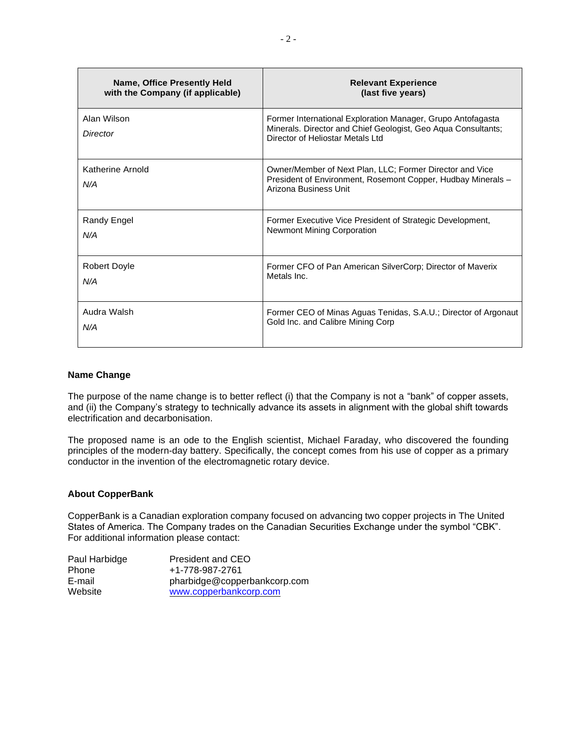| Name, Office Presently Held with the Company (if applicable) | Relevant Experience (last five years) |
|---|---|
| Alan Wilson<br>*Director* | Former International Exploration Manager, Grupo Antofagasta Minerals. Director and Chief Geologist, Geo Aqua Consultants; Director of Heliostar Metals Ltd |
| Katherine Arnold<br>*N/A* | Owner/Member of Next Plan, LLC; Former Director and Vice President of Environment, Rosemont Copper, Hudbay Minerals – Arizona Business Unit |
| Randy Engel<br>*N/A* | Former Executive Vice President of Strategic Development, Newmont Mining Corporation |
| Robert Doyle<br>*N/A* | Former CFO of Pan American SilverCorp; Director of Maverix Metals Inc. |
| Audra Walsh<br>*N/A* | Former CEO of Minas Aguas Tenidas, S.A.U.; Director of Argonaut Gold Inc. and Calibre Mining Corp |

**Name Change**

The purpose of the name change is to better reflect (i) that the Company is not a "bank" of copper assets, and (ii) the Company's strategy to technically advance its assets in alignment with the global shift towards electrification and decarbonisation.

The proposed name is an ode to the English scientist, Michael Faraday, who discovered the founding principles of the modern-day battery. Specifically, the concept comes from his use of copper as a primary conductor in the invention of the electromagnetic rotary device.

**About CopperBank**

CopperBank is a Canadian exploration company focused on advancing two copper projects in The United States of America. The Company trades on the Canadian Securities Exchange under the symbol "CBK". For additional information please contact:

| | |
|---|---|
| Paul Harbidge | President and CEO |
| Phone | +1-778-987-2761 |
| E-mail | pharbidge@copperbankcorp.com |
| Website | www.copperbankcorp.com |